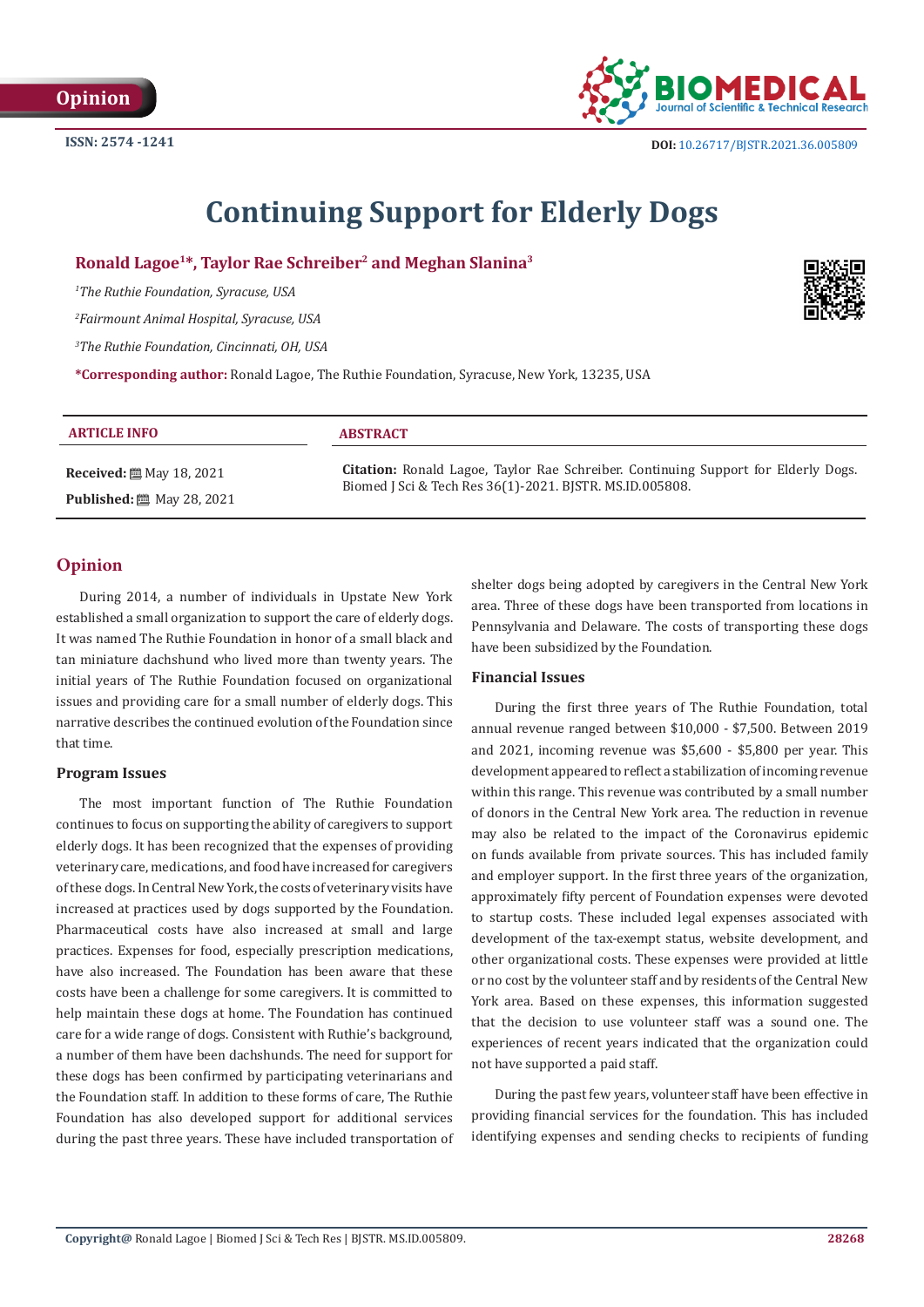Opinion

ISSN: 2574 -1241

DOI: 10.26717/BJSTR.2021.36.005809

# Continuing Support for Elderly Dogs

**Ronald Lagoe[1]\*, Taylor Rae Schreiber[2] and Meghan Slanina[3]**

*[1]The Ruthie Foundation, Syracuse, USA*

*[2]Fairmount Animal Hospital, Syracuse, USA*

*[3]The Ruthie Foundation, Cincinnati, OH, USA*

**\*Corresponding author:** Ronald Lagoe, The Ruthie Foundation, Syracuse, New York, 13235, USA

**ARTICLE INFO**

**Received:** May 18, 2021

**Published:** May 28, 2021

**ABSTRACT**

**Citation:** Ronald Lagoe, Taylor Rae Schreiber. Continuing Support for Elderly Dogs. Biomed J Sci & Tech Res 36(1)-2021. BJSTR. MS.ID.005808.

## Opinion

During 2014, a number of individuals in Upstate New York established a small organization to support the care of elderly dogs. It was named The Ruthie Foundation in honor of a small black and tan miniature dachshund who lived more than twenty years. The initial years of The Ruthie Foundation focused on organizational issues and providing care for a small number of elderly dogs. This narrative describes the continued evolution of the Foundation since that time.

### Program Issues

The most important function of The Ruthie Foundation continues to focus on supporting the ability of caregivers to support elderly dogs. It has been recognized that the expenses of providing veterinary care, medications, and food have increased for caregivers of these dogs. In Central New York, the costs of veterinary visits have increased at practices used by dogs supported by the Foundation. Pharmaceutical costs have also increased at small and large practices. Expenses for food, especially prescription medications, have also increased. The Foundation has been aware that these costs have been a challenge for some caregivers. It is committed to help maintain these dogs at home. The Foundation has continued care for a wide range of dogs. Consistent with Ruthie's background, a number of them have been dachshunds. The need for support for these dogs has been confirmed by participating veterinarians and the Foundation staff. In addition to these forms of care, The Ruthie Foundation has also developed support for additional services during the past three years. These have included transportation of shelter dogs being adopted by caregivers in the Central New York area. Three of these dogs have been transported from locations in Pennsylvania and Delaware. The costs of transporting these dogs have been subsidized by the Foundation.

### Financial Issues

During the first three years of The Ruthie Foundation, total annual revenue ranged between $10,000 - $7,500. Between 2019 and 2021, incoming revenue was $5,600 - $5,800 per year. This development appeared to reflect a stabilization of incoming revenue within this range. This revenue was contributed by a small number of donors in the Central New York area. The reduction in revenue may also be related to the impact of the Coronavirus epidemic on funds available from private sources. This has included family and employer support. In the first three years of the organization, approximately fifty percent of Foundation expenses were devoted to startup costs. These included legal expenses associated with development of the tax-exempt status, website development, and other organizational costs. These expenses were provided at little or no cost by the volunteer staff and by residents of the Central New York area. Based on these expenses, this information suggested that the decision to use volunteer staff was a sound one. The experiences of recent years indicated that the organization could not have supported a paid staff.

During the past few years, volunteer staff have been effective in providing financial services for the foundation. This has included identifying expenses and sending checks to recipients of funding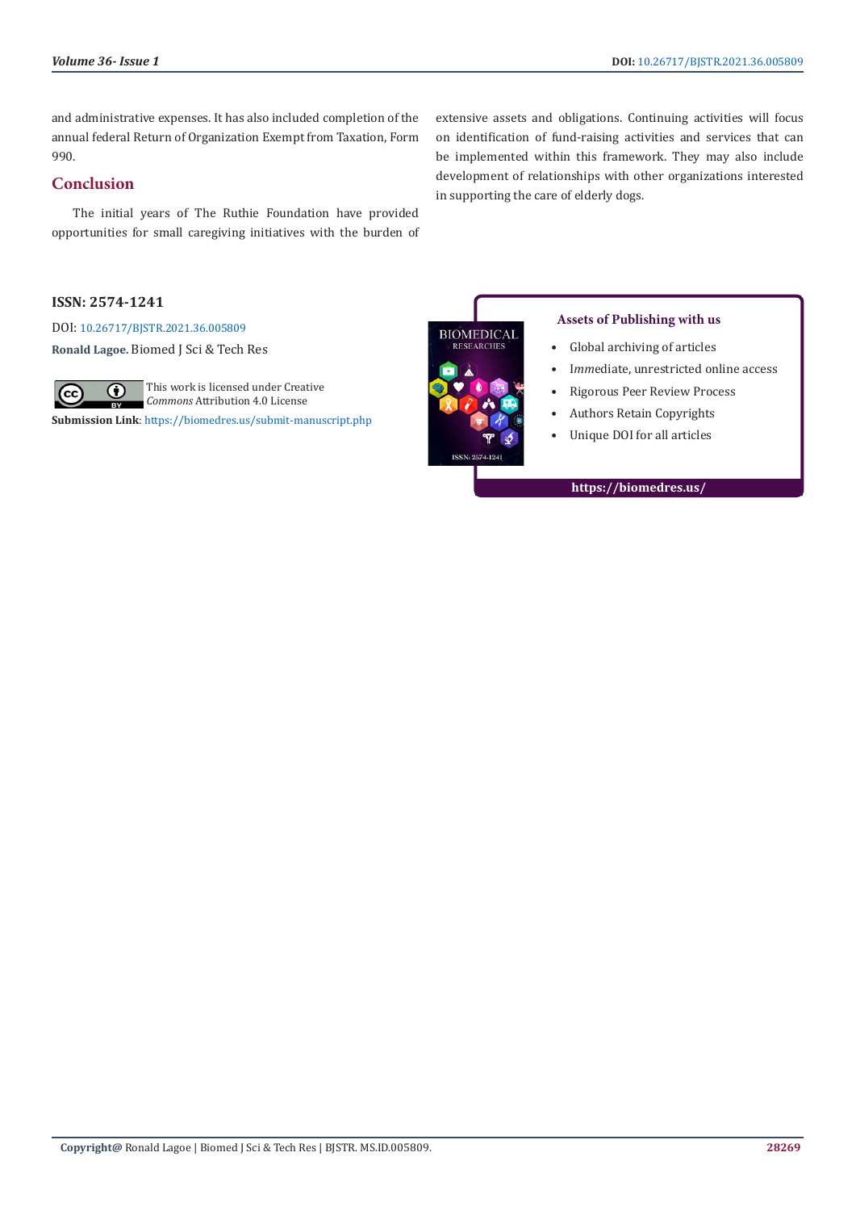and administrative expenses. It has also included completion of the annual federal Return of Organization Exempt from Taxation, Form 990.

## Conclusion

The initial years of The Ruthie Foundation have provided opportunities for small caregiving initiatives with the burden of extensive assets and obligations. Continuing activities will focus on identification of fund-raising activities and services that can be implemented within this framework. They may also include development of relationships with other organizations interested in supporting the care of elderly dogs.

**ISSN: 2574-1241**

DOI: 10.26717/BJSTR.2021.36.005809

**Ronald Lagoe.** Biomed J Sci & Tech Res

This work is licensed under Creative *Commons* Attribution 4.0 License

**Submission Link**: https://biomedres.us/submit-manuscript.php

**Assets of Publishing with us**

- Global archiving of articles
- Immediate, unrestricted online access
- Rigorous Peer Review Process
- Authors Retain Copyrights
- Unique DOI for all articles

**https://biomedres.us/**